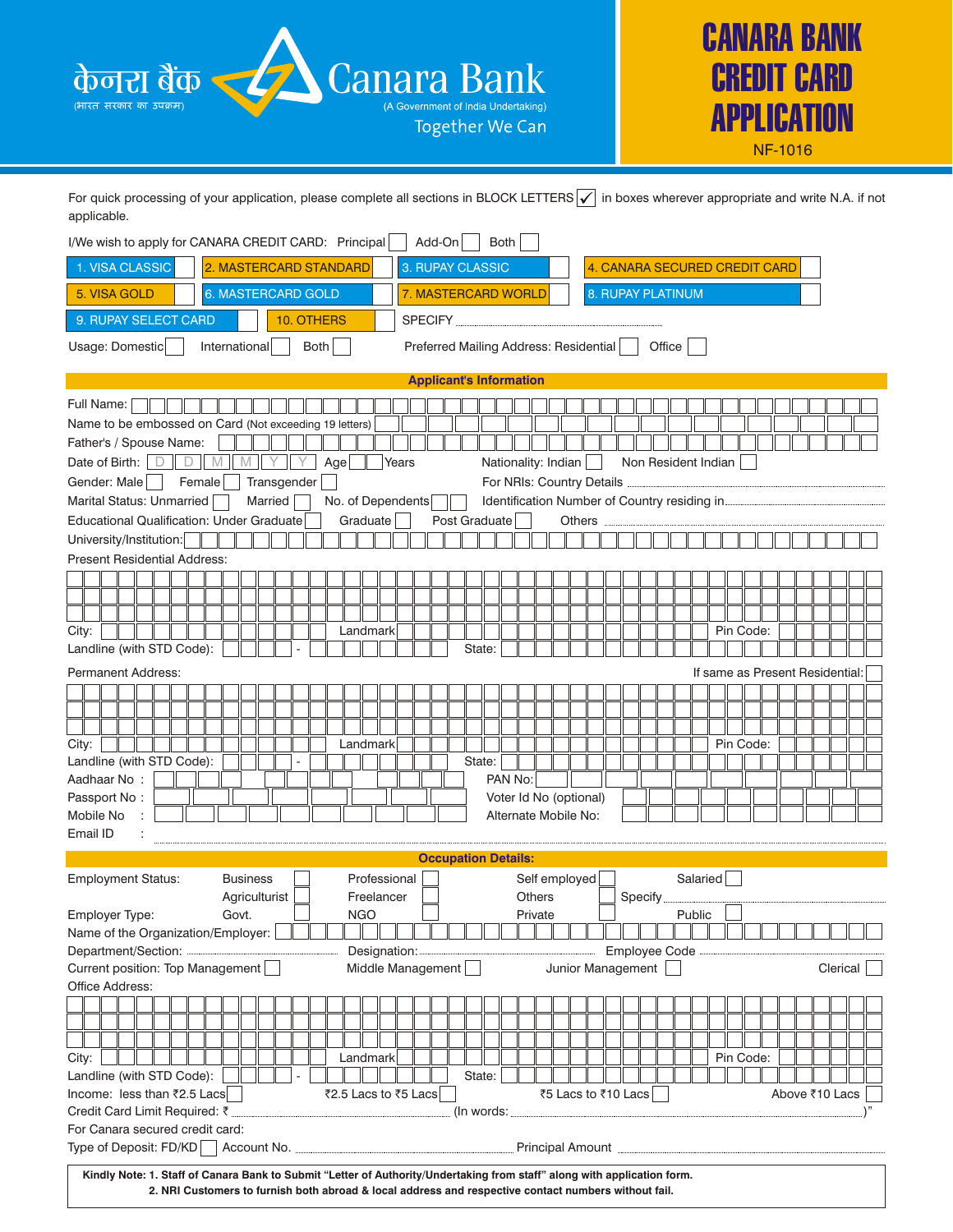केनरा बैंक
(भारत सरकार का उपक्रम)

Canara Bank
(A Government of India Undertaking)
Together We Can

# CANARA BANK CREDIT CARD APPLICATION

NF-1016

For quick processing of your application, please complete all sections in BLOCK LETTERS ☑ in boxes wherever appropriate and write N.A. if not applicable.

I/We wish to apply for CANARA CREDIT CARD: Principal ☐ Add-On ☐ Both ☐

| | | | |
|---|---|---|---|
| 1. VISA CLASSIC ☐ | 2. MASTERCARD STANDARD ☐ | 3. RUPAY CLASSIC ☐ | 4. CANARA SECURED CREDIT CARD ☐ |
| 5. VISA GOLD ☐ | 6. MASTERCARD GOLD ☐ | 7. MASTERCARD WORLD ☐ | 8. RUPAY PLATINUM ☐ |
| 9. RUPAY SELECT CARD ☐ | 10. OTHERS ☐ | SPECIFY ................ | |

Usage: Domestic ☐ International ☐ Both ☐ Preferred Mailing Address: Residential ☐ Office ☐

## Applicant's Information

Full Name:

Name to be embossed on Card (Not exceeding 19 letters)

Father's / Spouse Name:

Date of Birth: D D M M Y Y Age ☐☐ Years Nationality: Indian ☐ Non Resident Indian ☐

Gender: Male ☐ Female ☐ Transgender ☐ For NRIs: Country Details ................

Marital Status: Unmarried ☐ Married ☐ No. of Dependents ☐☐ Identification Number of Country residing in................

Educational Qualification: Under Graduate ☐ Graduate ☐ Post Graduate ☐ Others ................

University/Institution:

Present Residential Address:

City: Landmark Pin Code:

Landline (with STD Code): - State:

Permanent Address: If same as Present Residential: ☐

City: Landmark Pin Code:

Landline (with STD Code): - State:

Aadhaar No : PAN No:

Passport No : Voter Id No (optional)

Mobile No : Alternate Mobile No:

Email ID : ................

## Occupation Details:

Employment Status: Business ☐ Professional ☐ Self employed ☐ Salaried ☐

Agriculturist ☐ Freelancer ☐ Others ☐ Specify ................

Employer Type: Govt. ☐ NGO ☐ Private ☐ Public ☐

Name of the Organization/Employer:

Department/Section: ................ Designation: ................ Employee Code ................

Current position: Top Management ☐ Middle Management ☐ Junior Management ☐ Clerical ☐

Office Address:

City: Landmark Pin Code:

Landline (with STD Code): - State:

Income: less than ₹2.5 Lacs ☐ ₹2.5 Lacs to ₹5 Lacs ☐ ₹5 Lacs to ₹10 Lacs ☐ Above ₹10 Lacs ☐

Credit Card Limit Required: ₹ ................ (In words: ................)"

For Canara secured credit card:

Type of Deposit: FD/KD ☐ Account No. ................ Principal Amount ................

**Kindly Note: 1. Staff of Canara Bank to Submit "Letter of Authority/Undertaking from staff" along with application form.**
**2. NRI Customers to furnish both abroad & local address and respective contact numbers without fail.**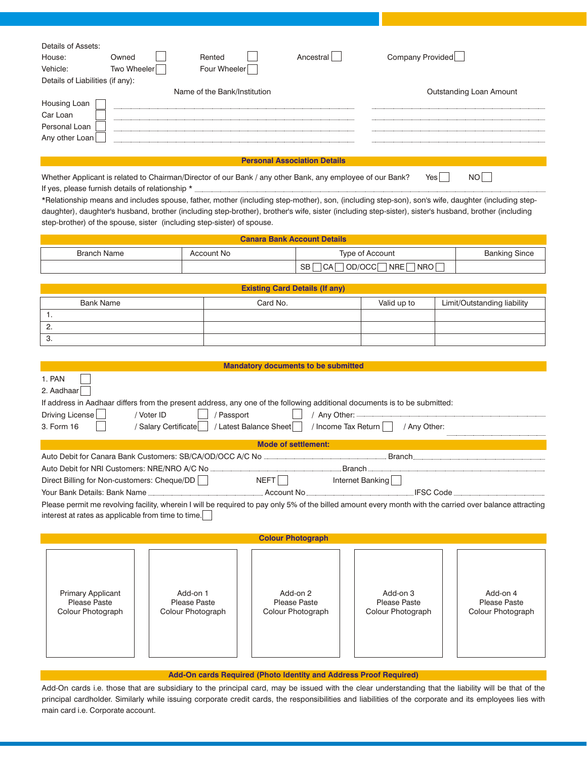Details of Assets:

House: Owned ☐ Rented ☐ Ancestral ☐ Company Provided ☐

Vehicle: Two Wheeler ☐ Four Wheeler ☐

Details of Liabilities (if any):

| | Name of the Bank/Institution | Outstanding Loan Amount |
|---|---|---|
| Housing Loan ☐ | | |
| Car Loan ☐ | | |
| Personal Loan ☐ | | |
| Any other Loan ☐ | | |

## Personal Association Details

Whether Applicant is related to Chairman/Director of our Bank / any other Bank, any employee of our Bank? Yes ☐ NO ☐

If yes, please furnish details of relationship * ..............................

*Relationship means and includes spouse, father, mother (including step-mother), son, (including step-son), son's wife, daughter (including step-daughter), daughter's husband, brother (including step-brother), brother's wife, sister (including step-sister), sister's husband, brother (including step-brother) of the spouse, sister (including step-sister) of spouse.

## Canara Bank Account Details

| Branch Name | Account No | Type of Account | Banking Since |
|---|---|---|---|
| | | SB ☐ CA ☐ OD/OCC ☐ NRE ☐ NRO ☐ | |

## Existing Card Details (If any)

| Bank Name | Card No. | Valid up to | Limit/Outstanding liability |
|---|---|---|---|
| 1. | | | |
| 2. | | | |
| 3. | | | |

## Mandatory documents to be submitted

1. PAN ☐
2. Aadhaar ☐

If address in Aadhaar differs from the present address, any one of the following additional documents is to be submitted:

Driving License ☐ / Voter ID ☐ / Passport ☐ / Any Other: ..............................

3. Form 16 ☐ / Salary Certificate ☐ / Latest Balance Sheet ☐ / Income Tax Return ☐ / Any Other: ..............................

## Mode of settlement:

Auto Debit for Canara Bank Customers: SB/CA/OD/OCC A/C No .............................. Branch ..............................

Auto Debit for NRI Customers: NRE/NRO A/C No .............................. Branch ..............................

Direct Billing for Non-customers: Cheque/DD ☐ NEFT ☐ Internet Banking ☐

Your Bank Details: Bank Name .............................. Account No .............................. IFSC Code ..............................

Please permit me revolving facility, wherein I will be required to pay only 5% of the billed amount every month with the carried over balance attracting interest at rates as applicable from time to time. ☐

## Colour Photograph

| Primary Applicant Please Paste Colour Photograph | Add-on 1 Please Paste Colour Photograph | Add-on 2 Please Paste Colour Photograph | Add-on 3 Please Paste Colour Photograph | Add-on 4 Please Paste Colour Photograph |
|---|---|---|---|---|

## Add-On cards Required (Photo Identity and Address Proof Required)

Add-On cards i.e. those that are subsidiary to the principal card, may be issued with the clear understanding that the liability will be that of the principal cardholder. Similarly while issuing corporate credit cards, the responsibilities and liabilities of the corporate and its employees lies with main card i.e. Corporate account.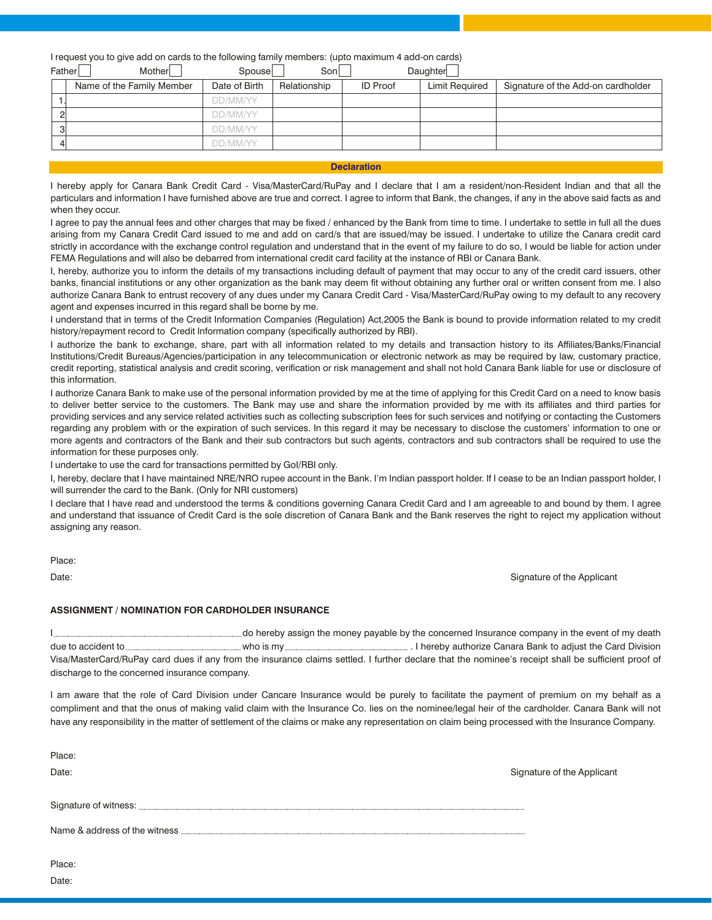I request you to give add on cards to the following family members: (upto maximum 4 add-on cards)

Father ☐ Mother ☐ Spouse ☐ Son ☐ Daughter ☐

| | Name of the Family Member | Date of Birth | Relationship | ID Proof | Limit Required | Signature of the Add-on cardholder |
|---|---|---|---|---|---|---|
| 1 | | DD/MM/YY | | | | |
| 2 | | DD/MM/YY | | | | |
| 3 | | DD/MM/YY | | | | |
| 4 | | DD/MM/YY | | | | |

## Declaration

I hereby apply for Canara Bank Credit Card - Visa/MasterCard/RuPay and I declare that I am a resident/non-Resident Indian and that all the particulars and information I have furnished above are true and correct. I agree to inform that Bank, the changes, if any in the above said facts as and when they occur.

I agree to pay the annual fees and other charges that may be fixed / enhanced by the Bank from time to time. I undertake to settle in full all the dues arising from my Canara Credit Card issued to me and add on card/s that are issued/may be issued. I undertake to utilize the Canara credit card strictly in accordance with the exchange control regulation and understand that in the event of my failure to do so, I would be liable for action under FEMA Regulations and will also be debarred from international credit card facility at the instance of RBI or Canara Bank.

I, hereby, authorize you to inform the details of my transactions including default of payment that may occur to any of the credit card issuers, other banks, financial institutions or any other organization as the bank may deem fit without obtaining any further oral or written consent from me. I also authorize Canara Bank to entrust recovery of any dues under my Canara Credit Card - Visa/MasterCard/RuPay owing to my default to any recovery agent and expenses incurred in this regard shall be borne by me.

I understand that in terms of the Credit Information Companies (Regulation) Act,2005 the Bank is bound to provide information related to my credit history/repayment record to Credit Information company (specifically authorized by RBI).

I authorize the bank to exchange, share, part with all information related to my details and transaction history to its Affiliates/Banks/Financial Institutions/Credit Bureaus/Agencies/participation in any telecommunication or electronic network as may be required by law, customary practice, credit reporting, statistical analysis and credit scoring, verification or risk management and shall not hold Canara Bank liable for use or disclosure of this information.

I authorize Canara Bank to make use of the personal information provided by me at the time of applying for this Credit Card on a need to know basis to deliver better service to the customers. The Bank may use and share the information provided by me with its affiliates and third parties for providing services and any service related activities such as collecting subscription fees for such services and notifying or contacting the Customers regarding any problem with or the expiration of such services. In this regard it may be necessary to disclose the customers' information to one or more agents and contractors of the Bank and their sub contractors but such agents, contractors and sub contractors shall be required to use the information for these purposes only.

I undertake to use the card for transactions permitted by GoI/RBI only.

I, hereby, declare that I have maintained NRE/NRO rupee account in the Bank. I'm Indian passport holder. If I cease to be an Indian passport holder, I will surrender the card to the Bank. (Only for NRI customers)

I declare that I have read and understood the terms & conditions governing Canara Credit Card and I am agreeable to and bound by them. I agree and understand that issuance of Credit Card is the sole discretion of Canara Bank and the Bank reserves the right to reject my application without assigning any reason.

Place:

Date: Signature of the Applicant

## ASSIGNMENT / NOMINATION FOR CARDHOLDER INSURANCE

I.............................................................do hereby assign the money payable by the concerned Insurance company in the event of my death due to accident to.......................................... who is my.......................................... . I hereby authorize Canara Bank to adjust the Card Division Visa/MasterCard/RuPay card dues if any from the insurance claims settled. I further declare that the nominee's receipt shall be sufficient proof of discharge to the concerned insurance company.

I am aware that the role of Card Division under Cancare Insurance would be purely to facilitate the payment of premium on my behalf as a compliment and that the onus of making valid claim with the Insurance Co. lies on the nominee/legal heir of the cardholder. Canara Bank will not have any responsibility in the matter of settlement of the claims or make any representation on claim being processed with the Insurance Company.

Place:

Date: Signature of the Applicant

Signature of witness: ..........................................................................................................

Name & address of the witness ..........................................................................................

Place:

Date: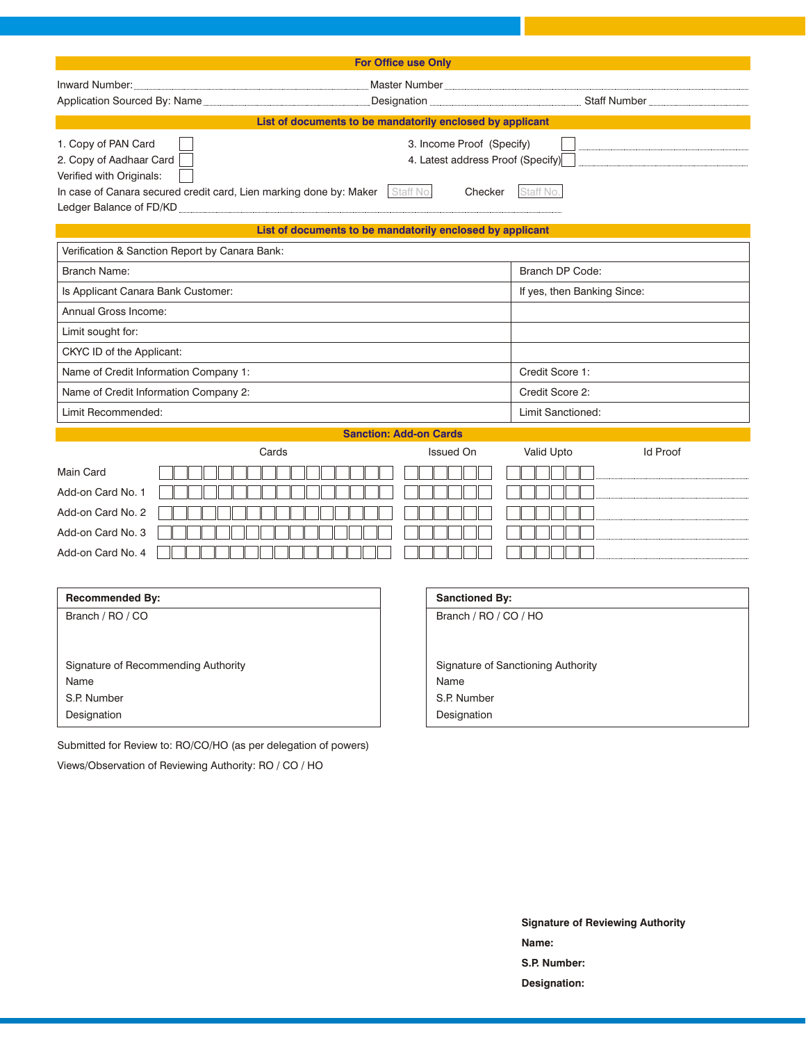## For Office use Only

Inward Number: ........................................ Master Number ........................................

Application Sourced By: Name ........................................ Designation ........................................ Staff Number ........................................

## List of documents to be mandatorily enclosed by applicant

1. Copy of PAN Card ☐
2. Copy of Aadhaar Card ☐
3. Income Proof (Specify) ☐ ........................................
4. Latest address Proof (Specify) ☐ ........................................

Verified with Originals: ☐

In case of Canara secured credit card, Lien marking done by: Maker [Staff No] Checker [Staff No.]

Ledger Balance of FD/KD ........................................

## List of documents to be mandatorily enclosed by applicant

| | |
|---|---|
| Verification & Sanction Report by Canara Bank: | |
| Branch Name: | Branch DP Code: |
| Is Applicant Canara Bank Customer: | If yes, then Banking Since: |
| Annual Gross Income: | |
| Limit sought for: | |
| CKYC ID of the Applicant: | |
| Name of Credit Information Company 1: | Credit Score 1: |
| Name of Credit Information Company 2: | Credit Score 2: |
| Limit Recommended: | Limit Sanctioned: |

## Sanction: Add-on Cards

| | Cards | Issued On | Valid Upto | Id Proof |
|---|---|---|---|---|
| Main Card | | | | |
| Add-on Card No. 1 | | | | |
| Add-on Card No. 2 | | | | |
| Add-on Card No. 3 | | | | |
| Add-on Card No. 4 | | | | |

**Recommended By:**

Branch / RO / CO

Signature of Recommending Authority

Name

S.P. Number

Designation

**Sanctioned By:**

Branch / RO / CO / HO

Signature of Sanctioning Authority

Name

S.P. Number

Designation

Submitted for Review to: RO/CO/HO (as per delegation of powers)

Views/Observation of Reviewing Authority: RO / CO / HO

**Signature of Reviewing Authority**

**Name:**

**S.P. Number:**

**Designation:**